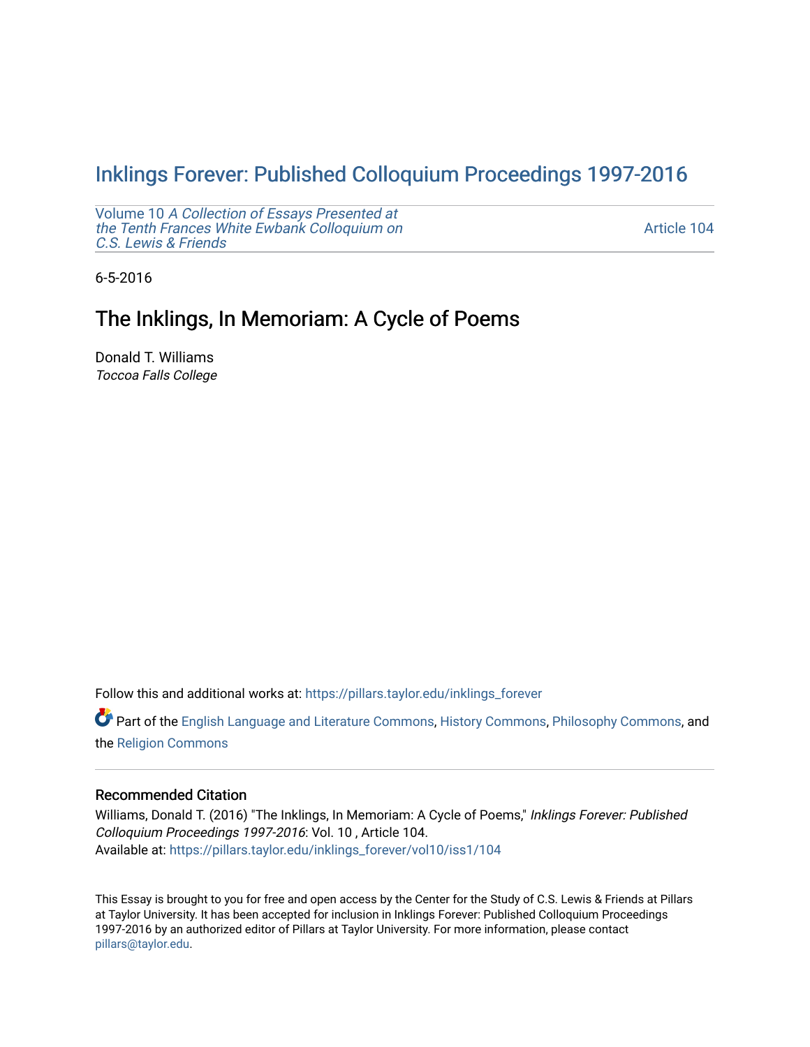# Inklings Forever: Published Colloquium Proceedings 1997-2016

Volume 10 *A Collection of Essays Presented at the Tenth Frances White Ewbank Colloquium on C.S. Lewis & Friends*

Article 104

6-5-2016

## The Inklings, In Memoriam: A Cycle of Poems

Donald T. Williams
*Toccoa Falls College*

Follow this and additional works at: https://pillars.taylor.edu/inklings_forever

Part of the English Language and Literature Commons, History Commons, Philosophy Commons, and the Religion Commons

### Recommended Citation

Williams, Donald T. (2016) "The Inklings, In Memoriam: A Cycle of Poems," *Inklings Forever: Published Colloquium Proceedings 1997-2016*: Vol. 10 , Article 104.
Available at: https://pillars.taylor.edu/inklings_forever/vol10/iss1/104

This Essay is brought to you for free and open access by the Center for the Study of C.S. Lewis & Friends at Pillars at Taylor University. It has been accepted for inclusion in Inklings Forever: Published Colloquium Proceedings 1997-2016 by an authorized editor of Pillars at Taylor University. For more information, please contact pillars@taylor.edu.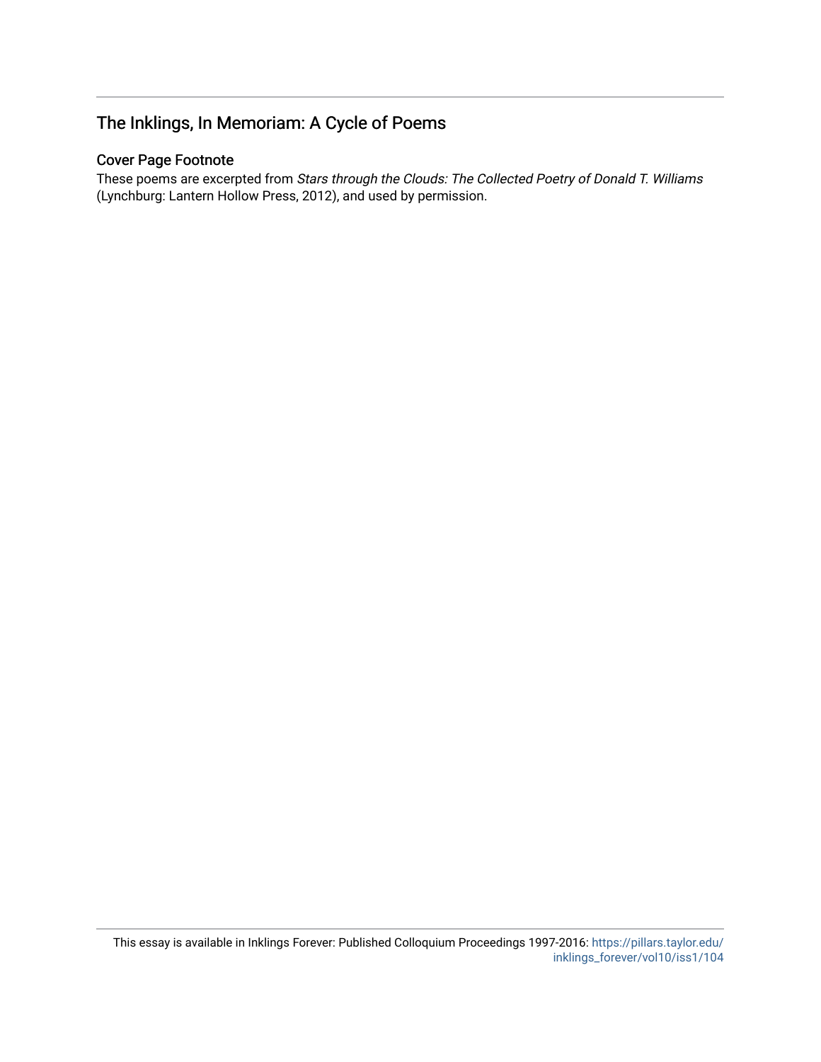## The Inklings, In Memoriam: A Cycle of Poems

### Cover Page Footnote

These poems are excerpted from *Stars through the Clouds: The Collected Poetry of Donald T. Williams* (Lynchburg: Lantern Hollow Press, 2012), and used by permission.

This essay is available in Inklings Forever: Published Colloquium Proceedings 1997-2016: https://pillars.taylor.edu/inklings_forever/vol10/iss1/104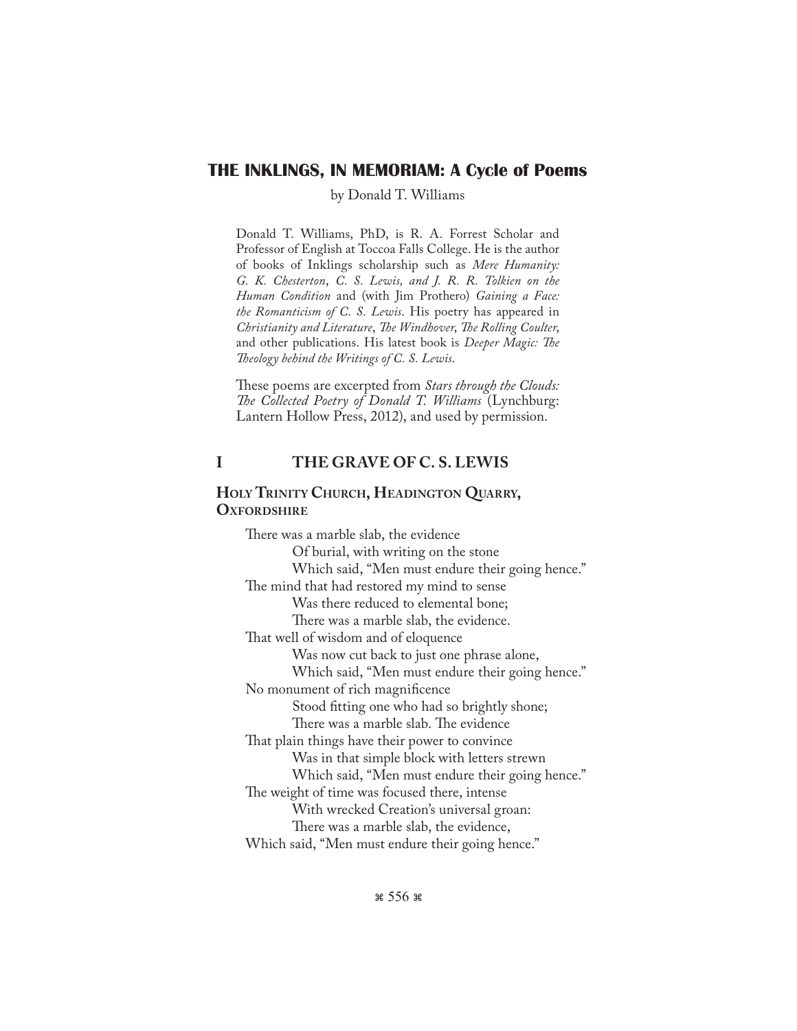# THE INKLINGS, IN MEMORIAM: A Cycle of Poems

by Donald T. Williams

Donald T. Williams, PhD, is R. A. Forrest Scholar and Professor of English at Toccoa Falls College. He is the author of books of Inklings scholarship such as *Mere Humanity: G. K. Chesterton, C. S. Lewis, and J. R. R. Tolkien on the Human Condition* and (with Jim Prothero) *Gaining a Face: the Romanticism of C. S. Lewis*. His poetry has appeared in *Christianity and Literature*, *The Windhover*, *The Rolling Coulter*, and other publications. His latest book is *Deeper Magic: The Theology behind the Writings of C. S. Lewis*.

These poems are excerpted from *Stars through the Clouds: The Collected Poetry of Donald T. Williams* (Lynchburg: Lantern Hollow Press, 2012), and used by permission.

## I THE GRAVE OF C. S. LEWIS

### Holy Trinity Church, Headington Quarry, Oxfordshire

There was a marble slab, the evidence
    Of burial, with writing on the stone
    Which said, "Men must endure their going hence."
The mind that had restored my mind to sense
    Was there reduced to elemental bone;
    There was a marble slab, the evidence.
That well of wisdom and of eloquence
    Was now cut back to just one phrase alone,
    Which said, "Men must endure their going hence."
No monument of rich magnificence
    Stood fitting one who had so brightly shone;
    There was a marble slab. The evidence
That plain things have their power to convince
    Was in that simple block with letters strewn
    Which said, "Men must endure their going hence."
The weight of time was focused there, intense
    With wrecked Creation's universal groan:
    There was a marble slab, the evidence,
Which said, "Men must endure their going hence."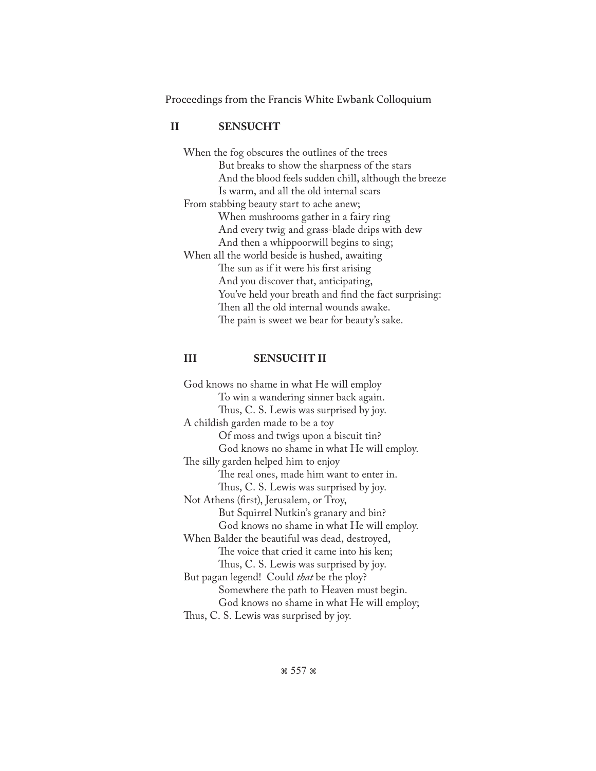## II SENSUCHT

When the fog obscures the outlines of the trees  
    But breaks to show the sharpness of the stars  
    And the blood feels sudden chill, although the breeze  
    Is warm, and all the old internal scars  
From stabbing beauty start to ache anew;  
    When mushrooms gather in a fairy ring  
    And every twig and grass-blade drips with dew  
    And then a whippoorwill begins to sing;  
When all the world beside is hushed, awaiting  
    The sun as if it were his first arising  
    And you discover that, anticipating,  
    You've held your breath and find the fact surprising:  
    Then all the old internal wounds awake.  
    The pain is sweet we bear for beauty's sake.

## III SENSUCHT II

God knows no shame in what He will employ  
    To win a wandering sinner back again.  
    Thus, C. S. Lewis was surprised by joy.  
A childish garden made to be a toy  
    Of moss and twigs upon a biscuit tin?  
    God knows no shame in what He will employ.  
The silly garden helped him to enjoy  
    The real ones, made him want to enter in.  
    Thus, C. S. Lewis was surprised by joy.  
Not Athens (first), Jerusalem, or Troy,  
    But Squirrel Nutkin's granary and bin?  
    God knows no shame in what He will employ.  
When Balder the beautiful was dead, destroyed,  
    The voice that cried it came into his ken;  
    Thus, C. S. Lewis was surprised by joy.  
But pagan legend! Could *that* be the ploy?  
    Somewhere the path to Heaven must begin.  
    God knows no shame in what He will employ;  
Thus, C. S. Lewis was surprised by joy.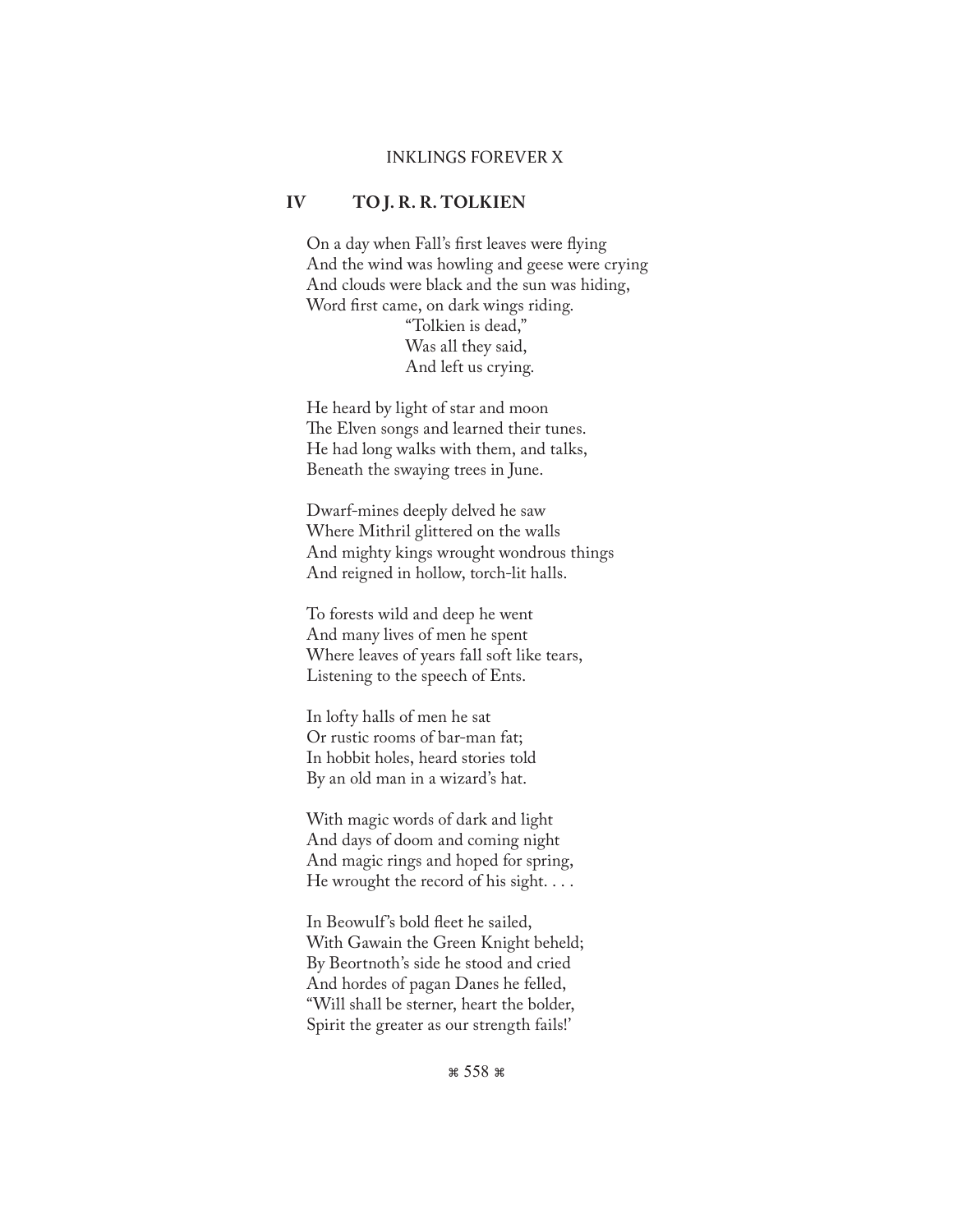## IV TO J. R. R. TOLKIEN

On a day when Fall's first leaves were flying  
And the wind was howling and geese were crying  
And clouds were black and the sun was hiding,  
Word first came, on dark wings riding.  
        "Tolkien is dead,"  
        Was all they said,  
        And left us crying.

He heard by light of star and moon  
The Elven songs and learned their tunes.  
He had long walks with them, and talks,  
Beneath the swaying trees in June.

Dwarf-mines deeply delved he saw  
Where Mithril glittered on the walls  
And mighty kings wrought wondrous things  
And reigned in hollow, torch-lit halls.

To forests wild and deep he went  
And many lives of men he spent  
Where leaves of years fall soft like tears,  
Listening to the speech of Ents.

In lofty halls of men he sat  
Or rustic rooms of bar-man fat;  
In hobbit holes, heard stories told  
By an old man in a wizard's hat.

With magic words of dark and light  
And days of doom and coming night  
And magic rings and hoped for spring,  
He wrought the record of his sight. . . .

In Beowulf's bold fleet he sailed,  
With Gawain the Green Knight beheld;  
By Beortnoth's side he stood and cried  
And hordes of pagan Danes he felled,  
"Will shall be sterner, heart the bolder,  
Spirit the greater as our strength fails!'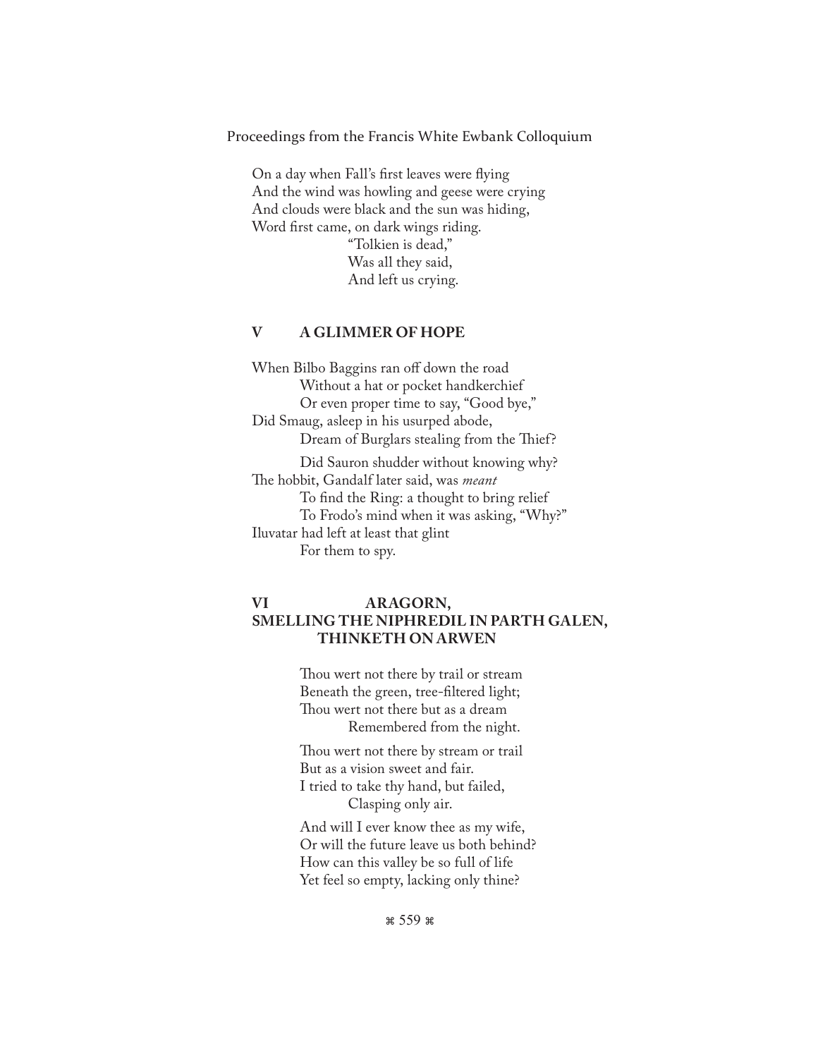On a day when Fall's first leaves were flying
And the wind was howling and geese were crying
And clouds were black and the sun was hiding,
Word first came, on dark wings riding.
"Tolkien is dead,"
Was all they said,
And left us crying.

## V A GLIMMER OF HOPE

When Bilbo Baggins ran off down the road
Without a hat or pocket handkerchief
Or even proper time to say, "Good bye,"
Did Smaug, asleep in his usurped abode,
Dream of Burglars stealing from the Thief?

Did Sauron shudder without knowing why?
The hobbit, Gandalf later said, was *meant*
To find the Ring: a thought to bring relief
To Frodo's mind when it was asking, "Why?"
Iluvatar had left at least that glint
For them to spy.

## VI ARAGORN, SMELLING THE NIPHREDIL IN PARTH GALEN, THINKETH ON ARWEN

Thou wert not there by trail or stream
Beneath the green, tree-filtered light;
Thou wert not there but as a dream
Remembered from the night.

Thou wert not there by stream or trail
But as a vision sweet and fair.
I tried to take thy hand, but failed,
Clasping only air.

And will I ever know thee as my wife,
Or will the future leave us both behind?
How can this valley be so full of life
Yet feel so empty, lacking only thine?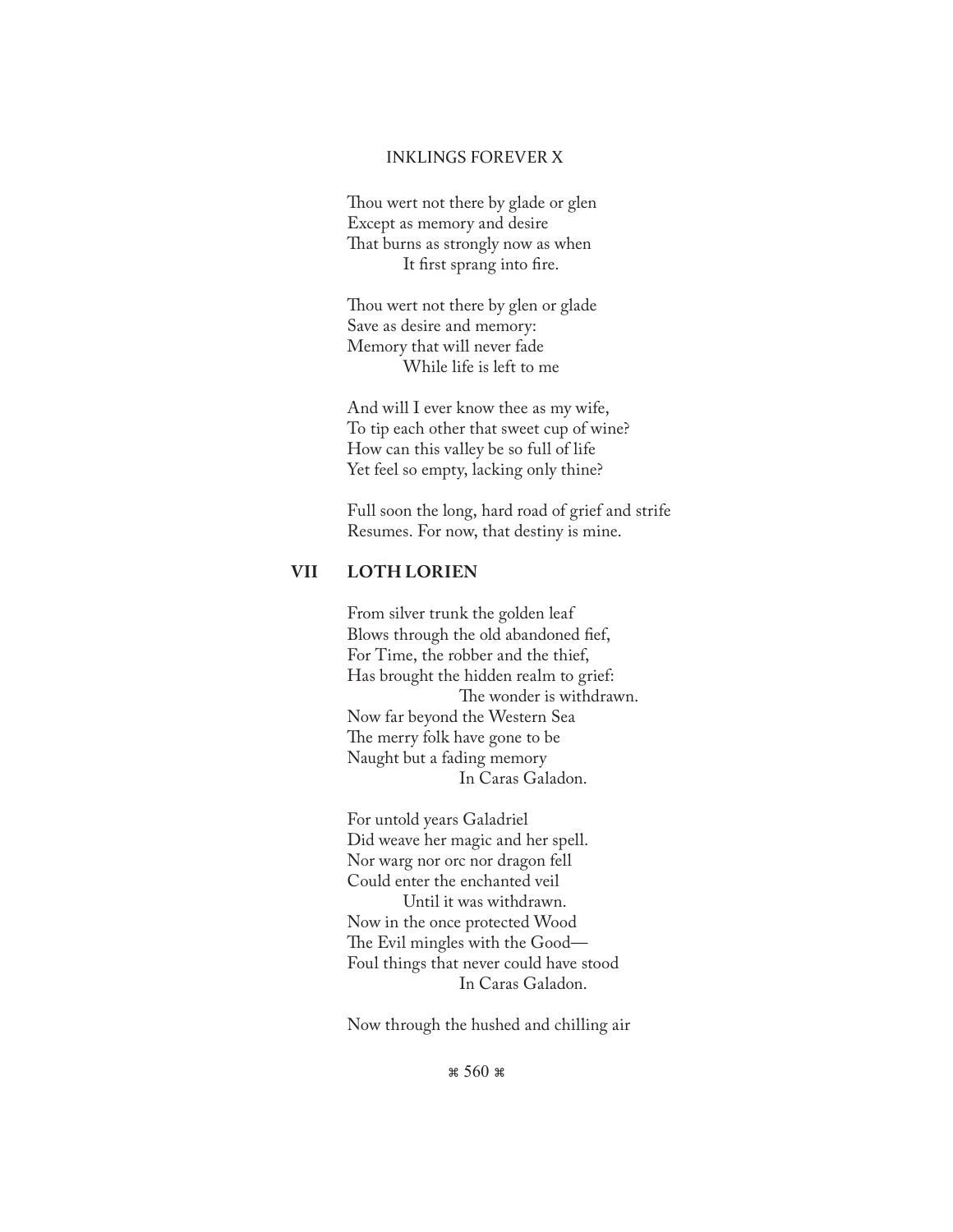Thou wert not there by glade or glen  
Except as memory and desire  
That burns as strongly now as when  
It first sprang into fire.

Thou wert not there by glen or glade  
Save as desire and memory:  
Memory that will never fade  
While life is left to me

And will I ever know thee as my wife,  
To tip each other that sweet cup of wine?  
How can this valley be so full of life  
Yet feel so empty, lacking only thine?

Full soon the long, hard road of grief and strife  
Resumes. For now, that destiny is mine.

## VII LOTH LORIEN

From silver trunk the golden leaf  
Blows through the old abandoned fief,  
For Time, the robber and the thief,  
Has brought the hidden realm to grief:  
The wonder is withdrawn.  
Now far beyond the Western Sea  
The merry folk have gone to be  
Naught but a fading memory  
In Caras Galadon.

For untold years Galadriel  
Did weave her magic and her spell.  
Nor warg nor orc nor dragon fell  
Could enter the enchanted veil  
Until it was withdrawn.  
Now in the once protected Wood  
The Evil mingles with the Good—  
Foul things that never could have stood  
In Caras Galadon.

Now through the hushed and chilling air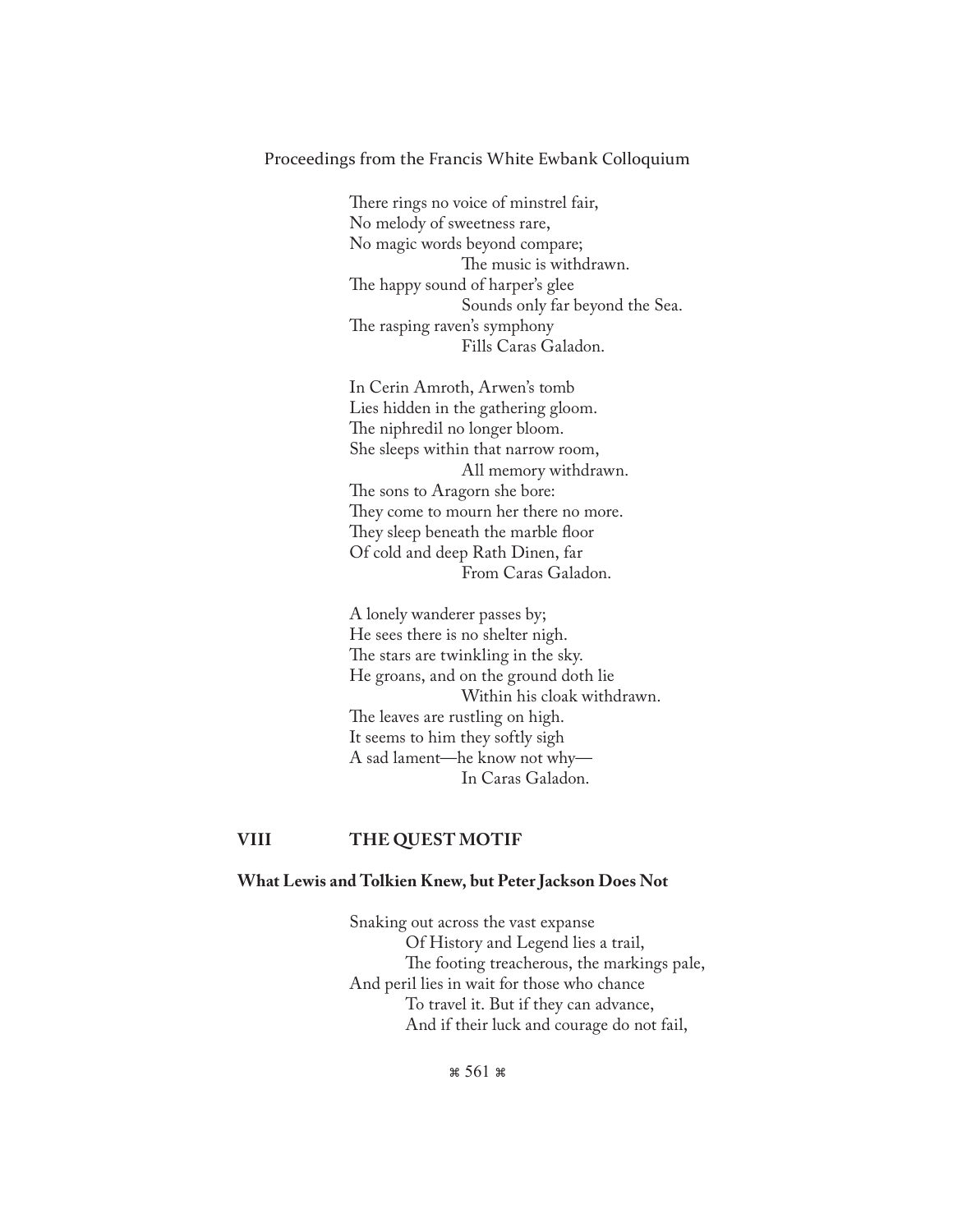There rings no voice of minstrel fair,  
No melody of sweetness rare,  
No magic words beyond compare;  
                    The music is withdrawn.  
The happy sound of harper's glee  
                    Sounds only far beyond the Sea.  
The rasping raven's symphony  
                    Fills Caras Galadon.

In Cerin Amroth, Arwen's tomb  
Lies hidden in the gathering gloom.  
The niphredil no longer bloom.  
She sleeps within that narrow room,  
                    All memory withdrawn.  
The sons to Aragorn she bore:  
They come to mourn her there no more.  
They sleep beneath the marble floor  
Of cold and deep Rath Dinen, far  
                    From Caras Galadon.

A lonely wanderer passes by;  
He sees there is no shelter nigh.  
The stars are twinkling in the sky.  
He groans, and on the ground doth lie  
                    Within his cloak withdrawn.  
The leaves are rustling on high.  
It seems to him they softly sigh  
A sad lament—he know not why—  
                    In Caras Galadon.

## VIII THE QUEST MOTIF

### What Lewis and Tolkien Knew, but Peter Jackson Does Not

Snaking out across the vast expanse  
          Of History and Legend lies a trail,  
          The footing treacherous, the markings pale,  
And peril lies in wait for those who chance  
          To travel it. But if they can advance,  
          And if their luck and courage do not fail,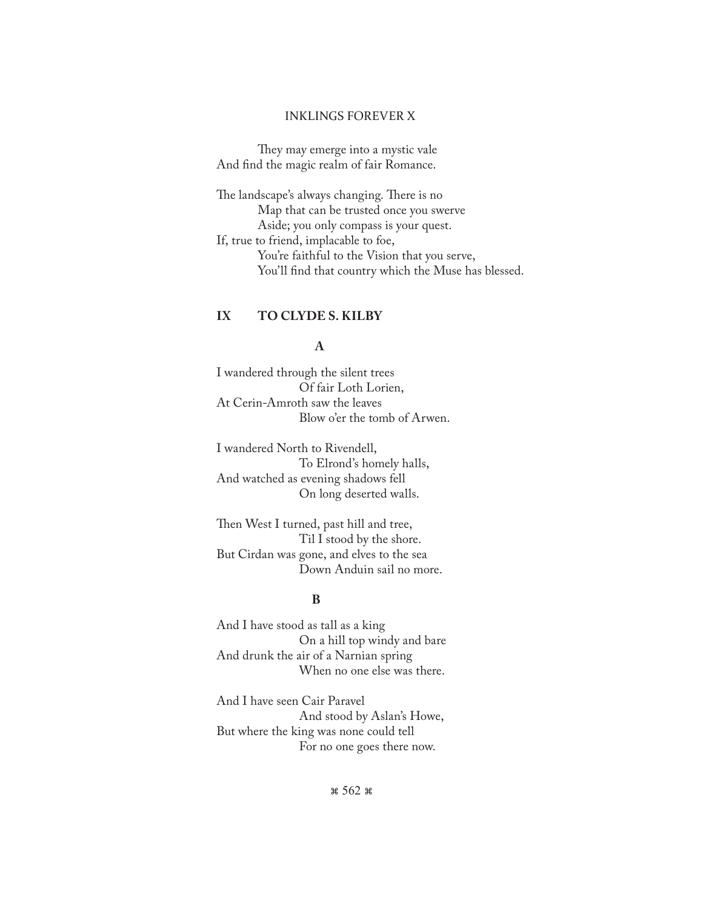They may emerge into a mystic vale
And find the magic realm of fair Romance.

The landscape's always changing. There is no
Map that can be trusted once you swerve
Aside; you only compass is your quest.
If, true to friend, implacable to foe,
You're faithful to the Vision that you serve,
You'll find that country which the Muse has blessed.

## IX TO CLYDE S. KILBY

### A

I wandered through the silent trees
Of fair Loth Lorien,
At Cerin-Amroth saw the leaves
Blow o'er the tomb of Arwen.

I wandered North to Rivendell,
To Elrond's homely halls,
And watched as evening shadows fell
On long deserted walls.

Then West I turned, past hill and tree,
Til I stood by the shore.
But Cirdan was gone, and elves to the sea
Down Anduin sail no more.

### B

And I have stood as tall as a king
On a hill top windy and bare
And drunk the air of a Narnian spring
When no one else was there.

And I have seen Cair Paravel
And stood by Aslan's Howe,
But where the king was none could tell
For no one goes there now.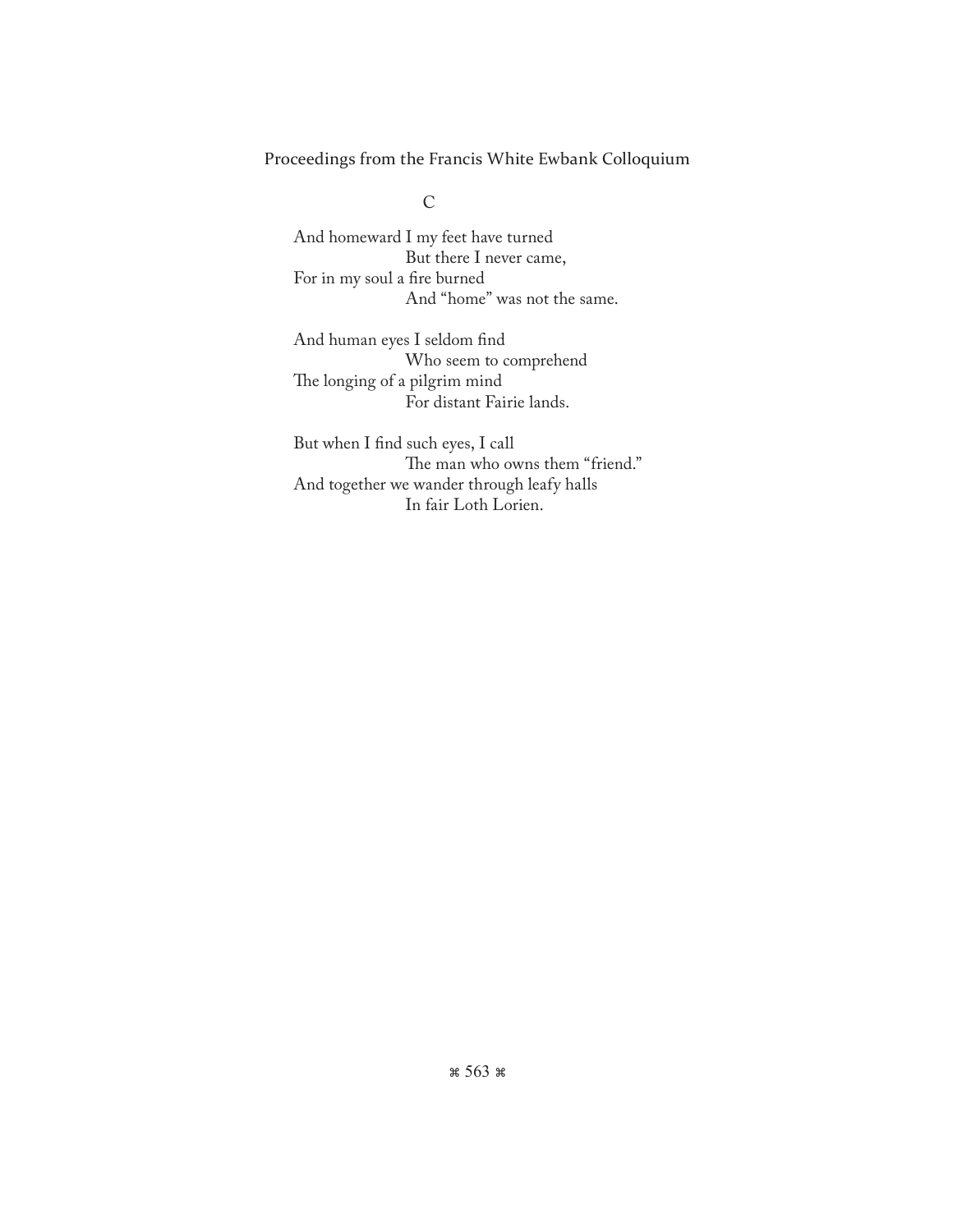C

And homeward I my feet have turned  
    But there I never came,  
For in my soul a fire burned  
    And "home" was not the same.

And human eyes I seldom find  
    Who seem to comprehend  
The longing of a pilgrim mind  
    For distant Fairie lands.

But when I find such eyes, I call  
    The man who owns them "friend."  
And together we wander through leafy halls  
    In fair Loth Lorien.